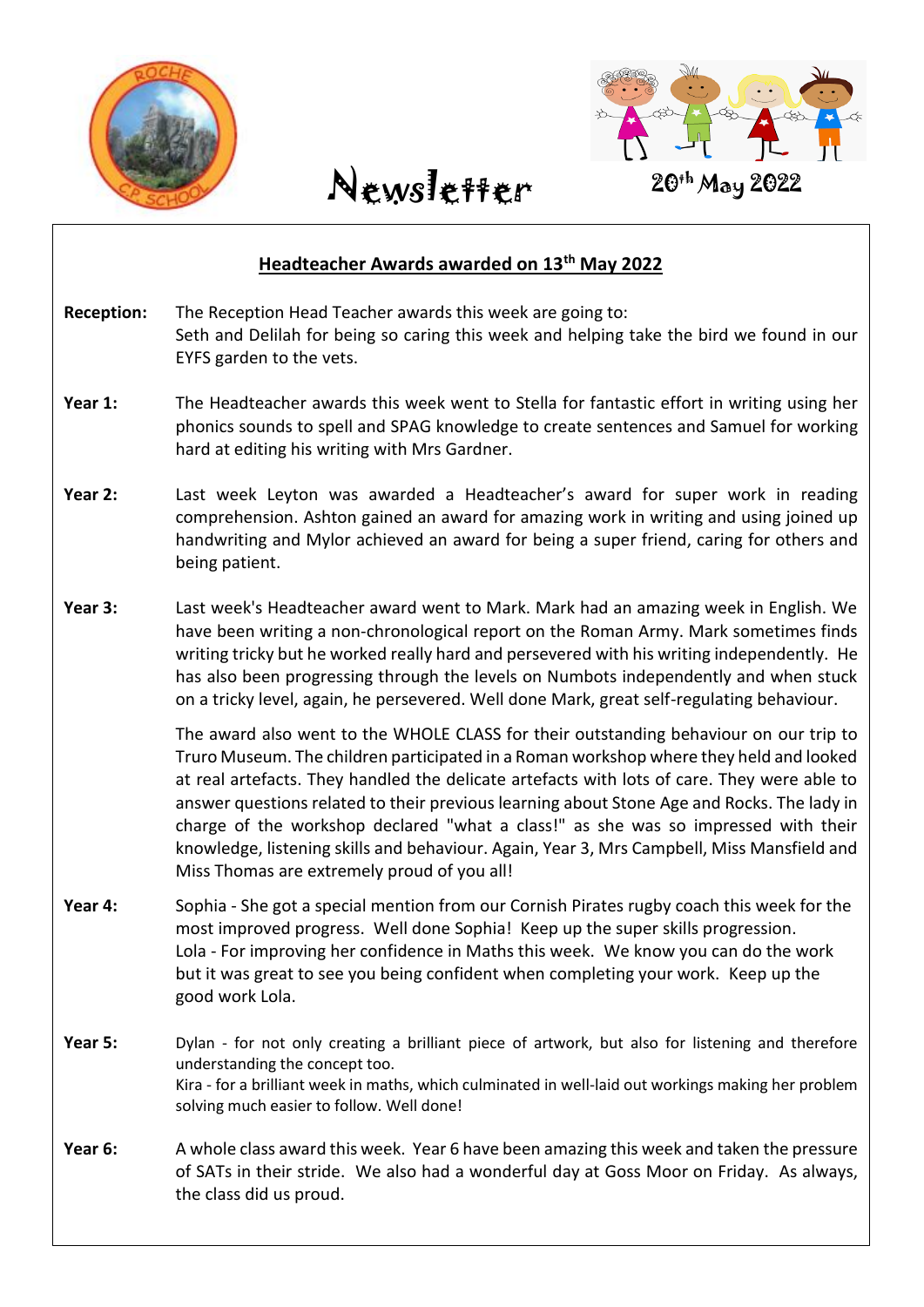# Newsletter

20th May 2022

## Headteacher Awards awarded on 13th May 2022

**Reception:** The Reception Head Teacher awards this week are going to:
Seth and Delilah for being so caring this week and helping take the bird we found in our EYFS garden to the vets.

**Year 1:** The Headteacher awards this week went to Stella for fantastic effort in writing using her phonics sounds to spell and SPAG knowledge to create sentences and Samuel for working hard at editing his writing with Mrs Gardner.

**Year 2:** Last week Leyton was awarded a Headteacher's award for super work in reading comprehension. Ashton gained an award for amazing work in writing and using joined up handwriting and Mylor achieved an award for being a super friend, caring for others and being patient.

**Year 3:** Last week's Headteacher award went to Mark. Mark had an amazing week in English. We have been writing a non-chronological report on the Roman Army. Mark sometimes finds writing tricky but he worked really hard and persevered with his writing independently. He has also been progressing through the levels on Numbots independently and when stuck on a tricky level, again, he persevered. Well done Mark, great self-regulating behaviour.

The award also went to the WHOLE CLASS for their outstanding behaviour on our trip to Truro Museum. The children participated in a Roman workshop where they held and looked at real artefacts. They handled the delicate artefacts with lots of care. They were able to answer questions related to their previous learning about Stone Age and Rocks. The lady in charge of the workshop declared "what a class!" as she was so impressed with their knowledge, listening skills and behaviour. Again, Year 3, Mrs Campbell, Miss Mansfield and Miss Thomas are extremely proud of you all!

**Year 4:** Sophia - She got a special mention from our Cornish Pirates rugby coach this week for the most improved progress. Well done Sophia! Keep up the super skills progression.
Lola - For improving her confidence in Maths this week. We know you can do the work but it was great to see you being confident when completing your work. Keep up the good work Lola.

**Year 5:** Dylan - for not only creating a brilliant piece of artwork, but also for listening and therefore understanding the concept too.
Kira - for a brilliant week in maths, which culminated in well-laid out workings making her problem solving much easier to follow. Well done!

**Year 6:** A whole class award this week. Year 6 have been amazing this week and taken the pressure of SATs in their stride. We also had a wonderful day at Goss Moor on Friday. As always, the class did us proud.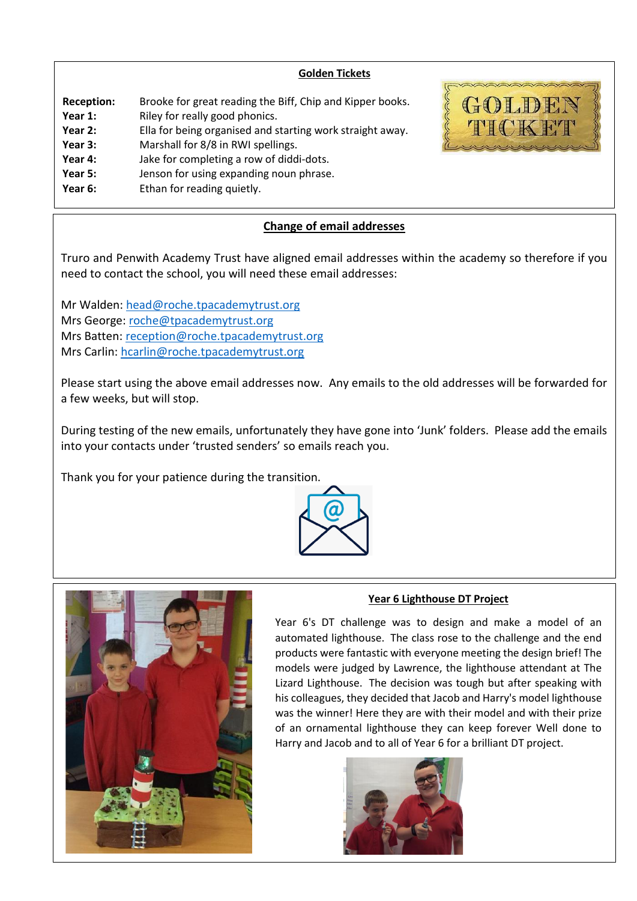## Golden Tickets

| | |
|---|---|
| **Reception:** | Brooke for great reading the Biff, Chip and Kipper books. |
| **Year 1:** | Riley for really good phonics. |
| **Year 2:** | Ella for being organised and starting work straight away. |
| **Year 3:** | Marshall for 8/8 in RWI spellings. |
| **Year 4:** | Jake for completing a row of diddi-dots. |
| **Year 5:** | Jenson for using expanding noun phrase. |
| **Year 6:** | Ethan for reading quietly. |

## Change of email addresses

Truro and Penwith Academy Trust have aligned email addresses within the academy so therefore if you need to contact the school, you will need these email addresses:

Mr Walden: head@roche.tpacademytrust.org
Mrs George: roche@tpacademytrust.org
Mrs Batten: reception@roche.tpacademytrust.org
Mrs Carlin: hcarlin@roche.tpacademytrust.org

Please start using the above email addresses now. Any emails to the old addresses will be forwarded for a few weeks, but will stop.

During testing of the new emails, unfortunately they have gone into 'Junk' folders. Please add the emails into your contacts under 'trusted senders' so emails reach you.

Thank you for your patience during the transition.

## Year 6 Lighthouse DT Project

Year 6's DT challenge was to design and make a model of an automated lighthouse. The class rose to the challenge and the end products were fantastic with everyone meeting the design brief! The models were judged by Lawrence, the lighthouse attendant at The Lizard Lighthouse. The decision was tough but after speaking with his colleagues, they decided that Jacob and Harry's model lighthouse was the winner! Here they are with their model and with their prize of an ornamental lighthouse they can keep forever Well done to Harry and Jacob and to all of Year 6 for a brilliant DT project.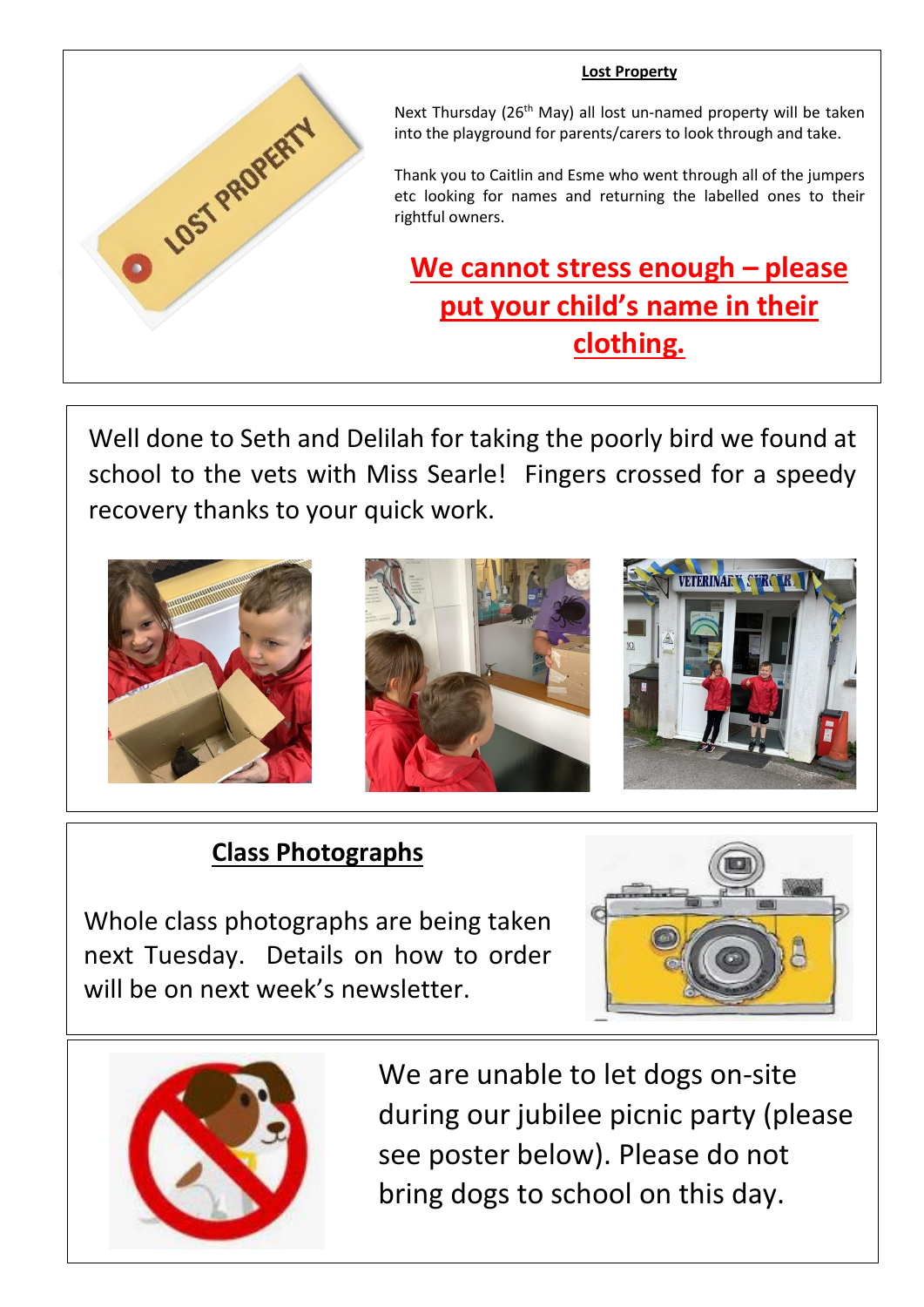## Lost Property

Next Thursday (26th May) all lost un-named property will be taken into the playground for parents/carers to look through and take.

Thank you to Caitlin and Esme who went through all of the jumpers etc looking for names and returning the labelled ones to their rightful owners.

**We cannot stress enough – please put your child's name in their clothing.**

---

Well done to Seth and Delilah for taking the poorly bird we found at school to the vets with Miss Searle! Fingers crossed for a speedy recovery thanks to your quick work.

---

## Class Photographs

Whole class photographs are being taken next Tuesday. Details on how to order will be on next week's newsletter.

---

We are unable to let dogs on-site during our jubilee picnic party (please see poster below). Please do not bring dogs to school on this day.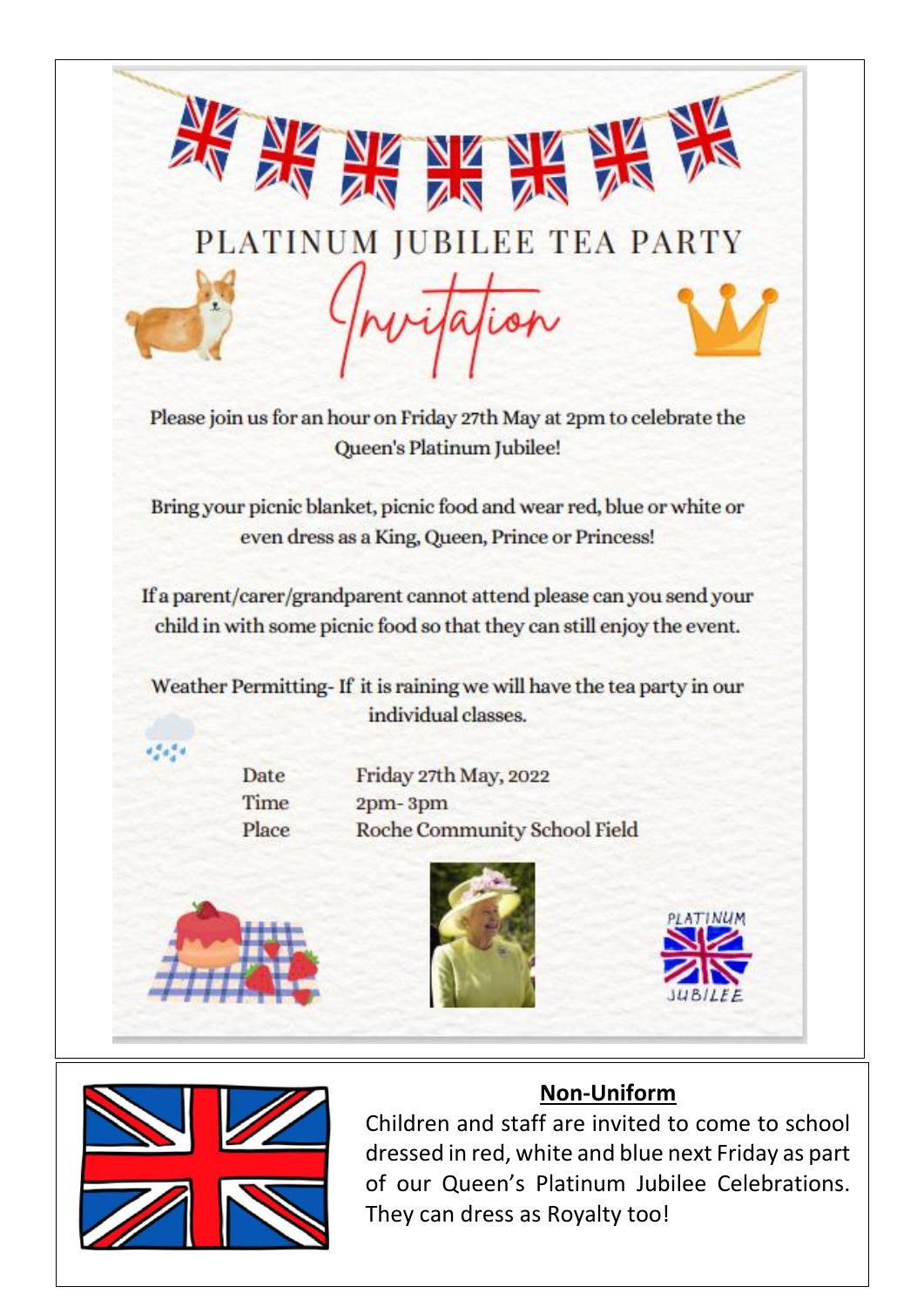# PLATINUM JUBILEE TEA PARTY

## Invitation

Please join us for an hour on Friday 27th May at 2pm to celebrate the Queen's Platinum Jubilee!

Bring your picnic blanket, picnic food and wear red, blue or white or even dress as a King, Queen, Prince or Princess!

If a parent/carer/grandparent cannot attend please can you send your child in with some picnic food so that they can still enjoy the event.

Weather Permitting- If it is raining we will have the tea party in our individual classes.

| | |
|---|---|
| Date | Friday 27th May, 2022 |
| Time | 2pm- 3pm |
| Place | Roche Community School Field |

PLATINUM JUBILEE

## Non-Uniform

Children and staff are invited to come to school dressed in red, white and blue next Friday as part of our Queen's Platinum Jubilee Celebrations. They can dress as Royalty too!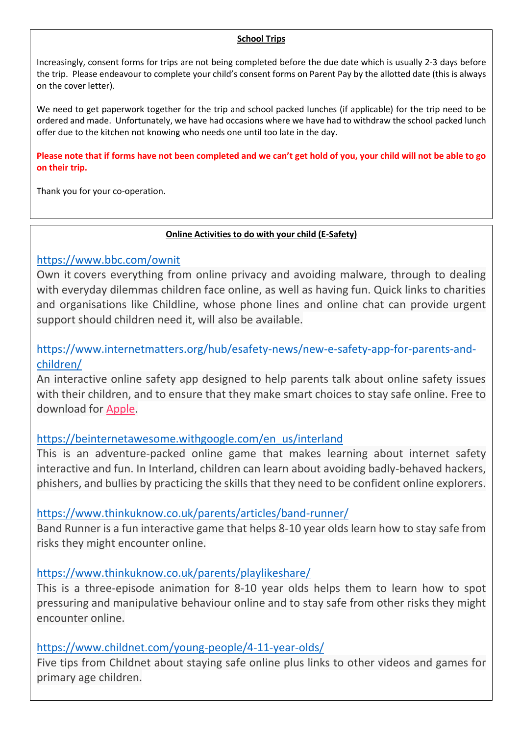**School Trips**

Increasingly, consent forms for trips are not being completed before the due date which is usually 2-3 days before the trip. Please endeavour to complete your child's consent forms on Parent Pay by the allotted date (this is always on the cover letter).

We need to get paperwork together for the trip and school packed lunches (if applicable) for the trip need to be ordered and made. Unfortunately, we have had occasions where we have had to withdraw the school packed lunch offer due to the kitchen not knowing who needs one until too late in the day.

**Please note that if forms have not been completed and we can't get hold of you, your child will not be able to go on their trip.**

Thank you for your co-operation.

**Online Activities to do with your child (E-Safety)**

https://www.bbc.com/ownit
Own it covers everything from online privacy and avoiding malware, through to dealing with everyday dilemmas children face online, as well as having fun. Quick links to charities and organisations like Childline, whose phone lines and online chat can provide urgent support should children need it, will also be available.

https://www.internetmatters.org/hub/esafety-news/new-e-safety-app-for-parents-and-children/
An interactive online safety app designed to help parents talk about online safety issues with their children, and to ensure that they make smart choices to stay safe online. Free to download for Apple.

https://beinternetawesome.withgoogle.com/en_us/interland
This is an adventure-packed online game that makes learning about internet safety interactive and fun. In Interland, children can learn about avoiding badly-behaved hackers, phishers, and bullies by practicing the skills that they need to be confident online explorers.

https://www.thinkuknow.co.uk/parents/articles/band-runner/
Band Runner is a fun interactive game that helps 8-10 year olds learn how to stay safe from risks they might encounter online.

https://www.thinkuknow.co.uk/parents/playlikeshare/
This is a three-episode animation for 8-10 year olds helps them to learn how to spot pressuring and manipulative behaviour online and to stay safe from other risks they might encounter online.

https://www.childnet.com/young-people/4-11-year-olds/
Five tips from Childnet about staying safe online plus links to other videos and games for primary age children.